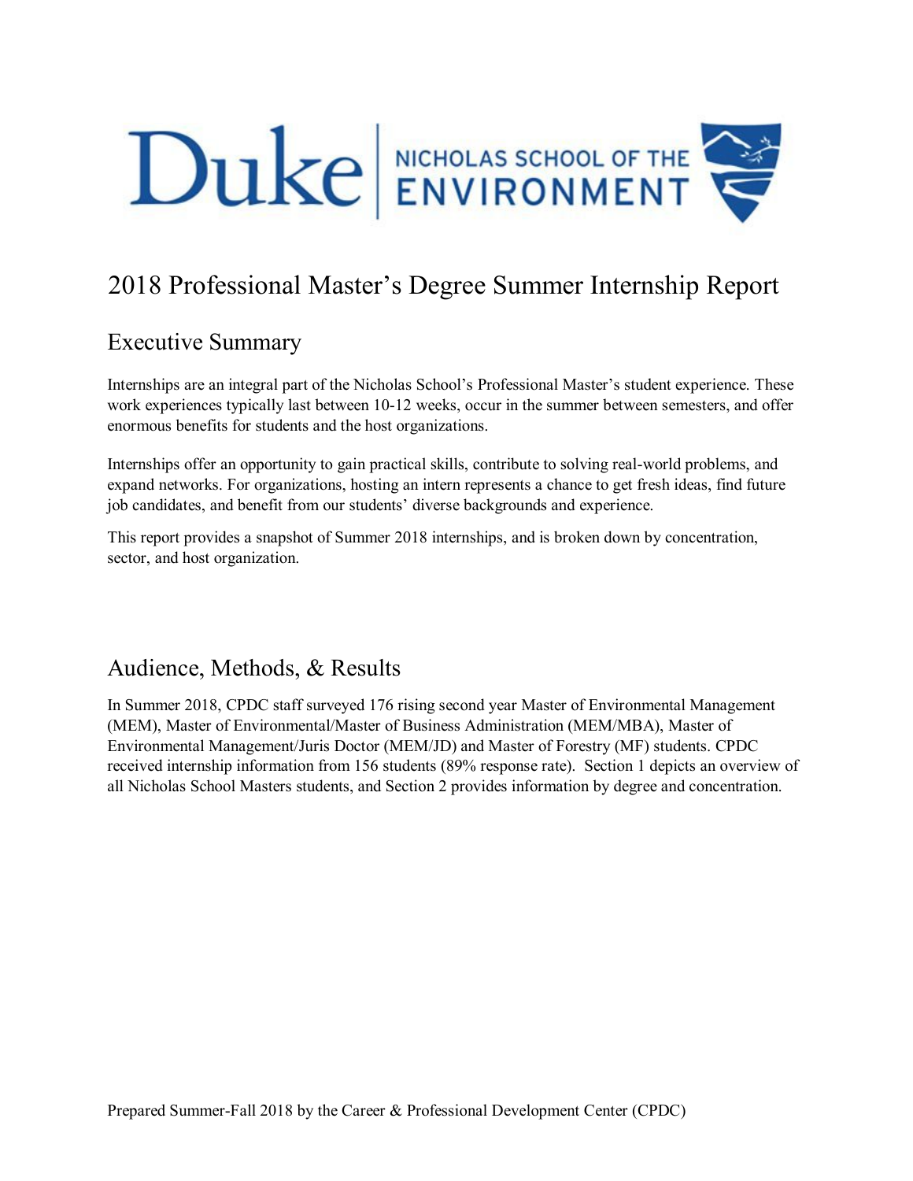Duke | NICHOLAS SCHOOL OF THE ENVIRONMENT

# 2018 Professional Master's Degree Summer Internship Report

## Executive Summary

Internships are an integral part of the Nicholas School's Professional Master's student experience. These work experiences typically last between 10-12 weeks, occur in the summer between semesters, and offer enormous benefits for students and the host organizations.

Internships offer an opportunity to gain practical skills, contribute to solving real-world problems, and expand networks. For organizations, hosting an intern represents a chance to get fresh ideas, find future job candidates, and benefit from our students' diverse backgrounds and experience.

This report provides a snapshot of Summer 2018 internships, and is broken down by concentration, sector, and host organization.

## Audience, Methods, & Results

In Summer 2018, CPDC staff surveyed 176 rising second year Master of Environmental Management (MEM), Master of Environmental/Master of Business Administration (MEM/MBA), Master of Environmental Management/Juris Doctor (MEM/JD) and Master of Forestry (MF) students. CPDC received internship information from 156 students (89% response rate). Section 1 depicts an overview of all Nicholas School Masters students, and Section 2 provides information by degree and concentration.

Prepared Summer-Fall 2018 by the Career & Professional Development Center (CPDC)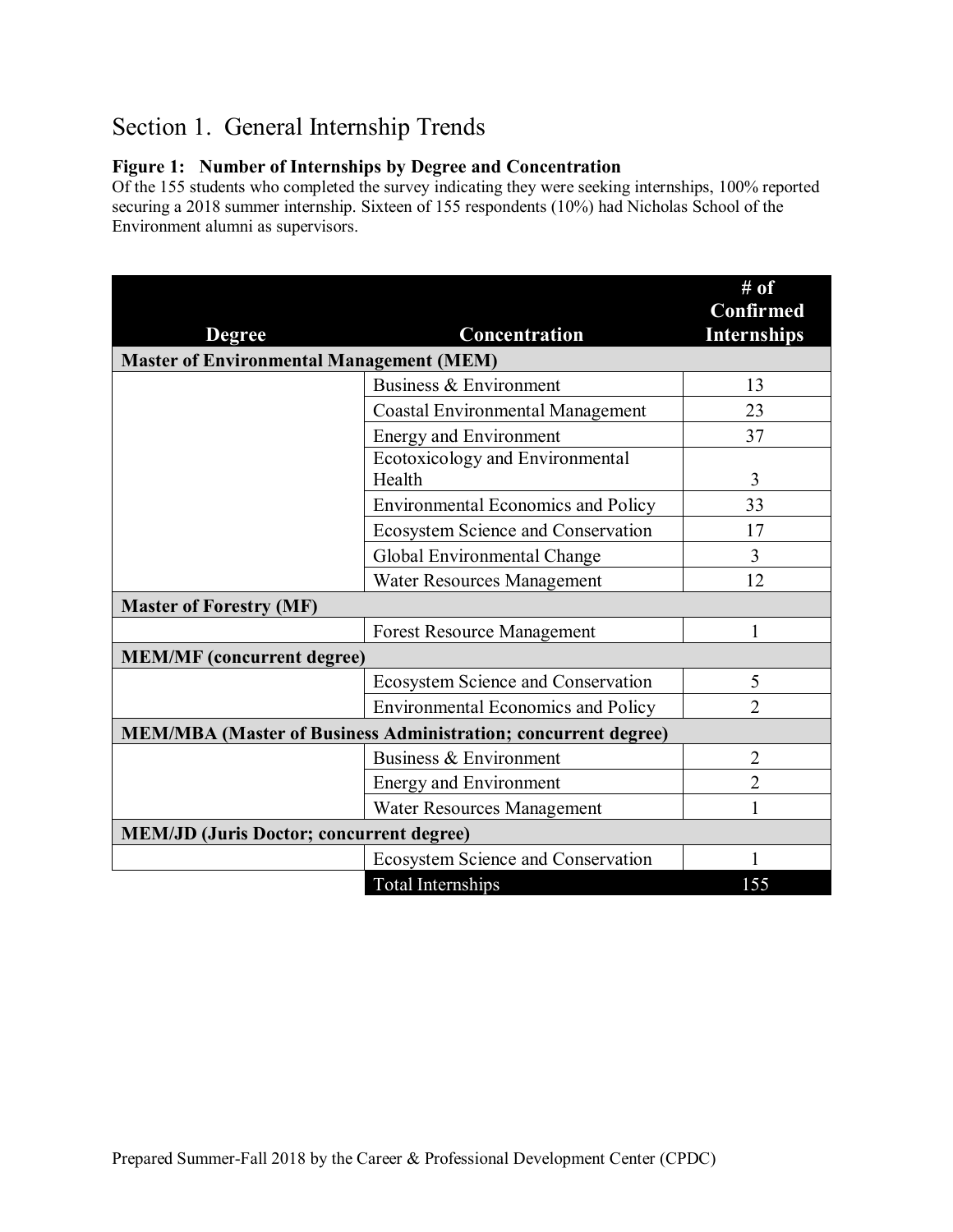# Section 1. General Internship Trends

**Figure 1: Number of Internships by Degree and Concentration**

Of the 155 students who completed the survey indicating they were seeking internships, 100% reported securing a 2018 summer internship. Sixteen of 155 respondents (10%) had Nicholas School of the Environment alumni as supervisors.

| Degree | Concentration | # of Confirmed Internships |
|---|---|---|
| **Master of Environmental Management (MEM)** | | |
| | Business & Environment | 13 |
| | Coastal Environmental Management | 23 |
| | Energy and Environment | 37 |
| | Ecotoxicology and Environmental Health | 3 |
| | Environmental Economics and Policy | 33 |
| | Ecosystem Science and Conservation | 17 |
| | Global Environmental Change | 3 |
| | Water Resources Management | 12 |
| **Master of Forestry (MF)** | | |
| | Forest Resource Management | 1 |
| **MEM/MF (concurrent degree)** | | |
| | Ecosystem Science and Conservation | 5 |
| | Environmental Economics and Policy | 2 |
| **MEM/MBA (Master of Business Administration; concurrent degree)** | | |
| | Business & Environment | 2 |
| | Energy and Environment | 2 |
| | Water Resources Management | 1 |
| **MEM/JD (Juris Doctor; concurrent degree)** | | |
| | Ecosystem Science and Conservation | 1 |
| | Total Internships | 155 |

Prepared Summer-Fall 2018 by the Career & Professional Development Center (CPDC)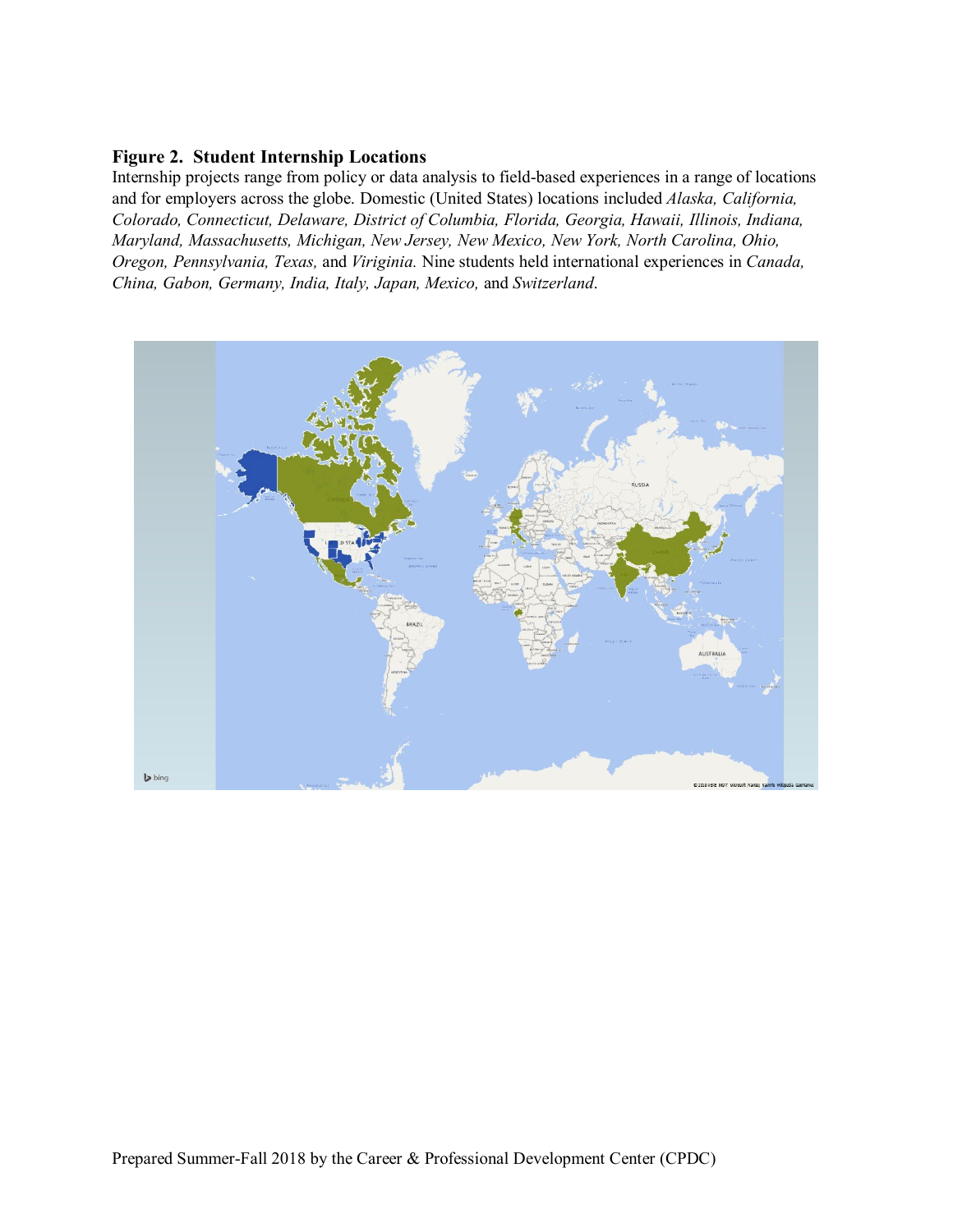**Figure 2. Student Internship Locations**

Internship projects range from policy or data analysis to field-based experiences in a range of locations and for employers across the globe. Domestic (United States) locations included *Alaska, California, Colorado, Connecticut, Delaware, District of Columbia, Florida, Georgia, Hawaii, Illinois, Indiana, Maryland, Massachusetts, Michigan, New Jersey, New Mexico, New York, North Carolina, Ohio, Oregon, Pennsylvania, Texas,* and *Viriginia.* Nine students held international experiences in *Canada, China, Gabon, Germany, India, Italy, Japan, Mexico,* and *Switzerland*.

Prepared Summer-Fall 2018 by the Career & Professional Development Center (CPDC)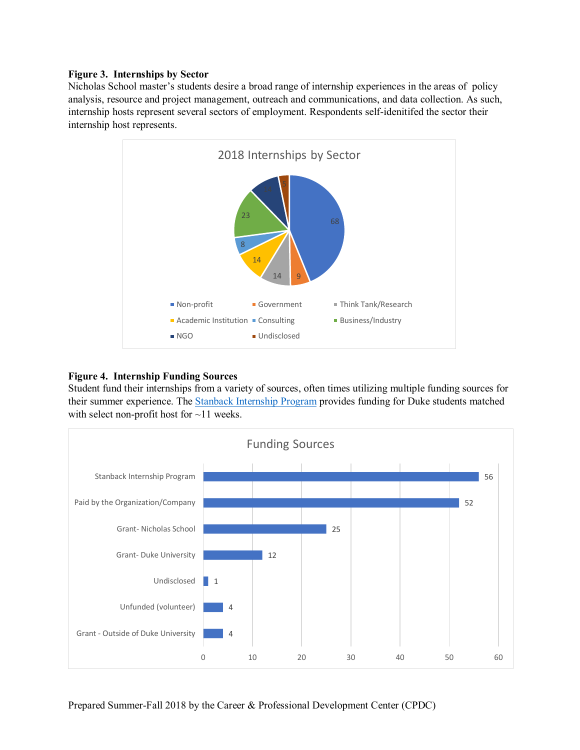**Figure 3. Internships by Sector**

Nicholas School master's students desire a broad range of internship experiences in the areas of policy analysis, resource and project management, outreach and communications, and data collection. As such, internship hosts represent several sectors of employment. Respondents self-idenitifed the sector their internship host represents.

**2018 Internships by Sector**

| Sector | Count |
|---|---|
| Non-profit | 68 |
| Government | 9 |
| Think Tank/Research | 14 |
| Academic Institution | 14 |
| Consulting | 8 |
| Business/Industry | 23 |
| NGO | 15 |
| Undisclosed | 5 |

**Figure 4. Internship Funding Sources**

Student fund their internships from a variety of sources, often times utilizing multiple funding sources for their summer experience. The [Stanback Internship Program](#) provides funding for Duke students matched with select non-profit host for ~11 weeks.

**Funding Sources**

| Funding Source | Count |
|---|---|
| Stanback Internship Program | 56 |
| Paid by the Organization/Company | 52 |
| Grant- Nicholas School | 25 |
| Grant- Duke University | 12 |
| Undisclosed | 1 |
| Unfunded (volunteer) | 4 |
| Grant - Outside of Duke University | 4 |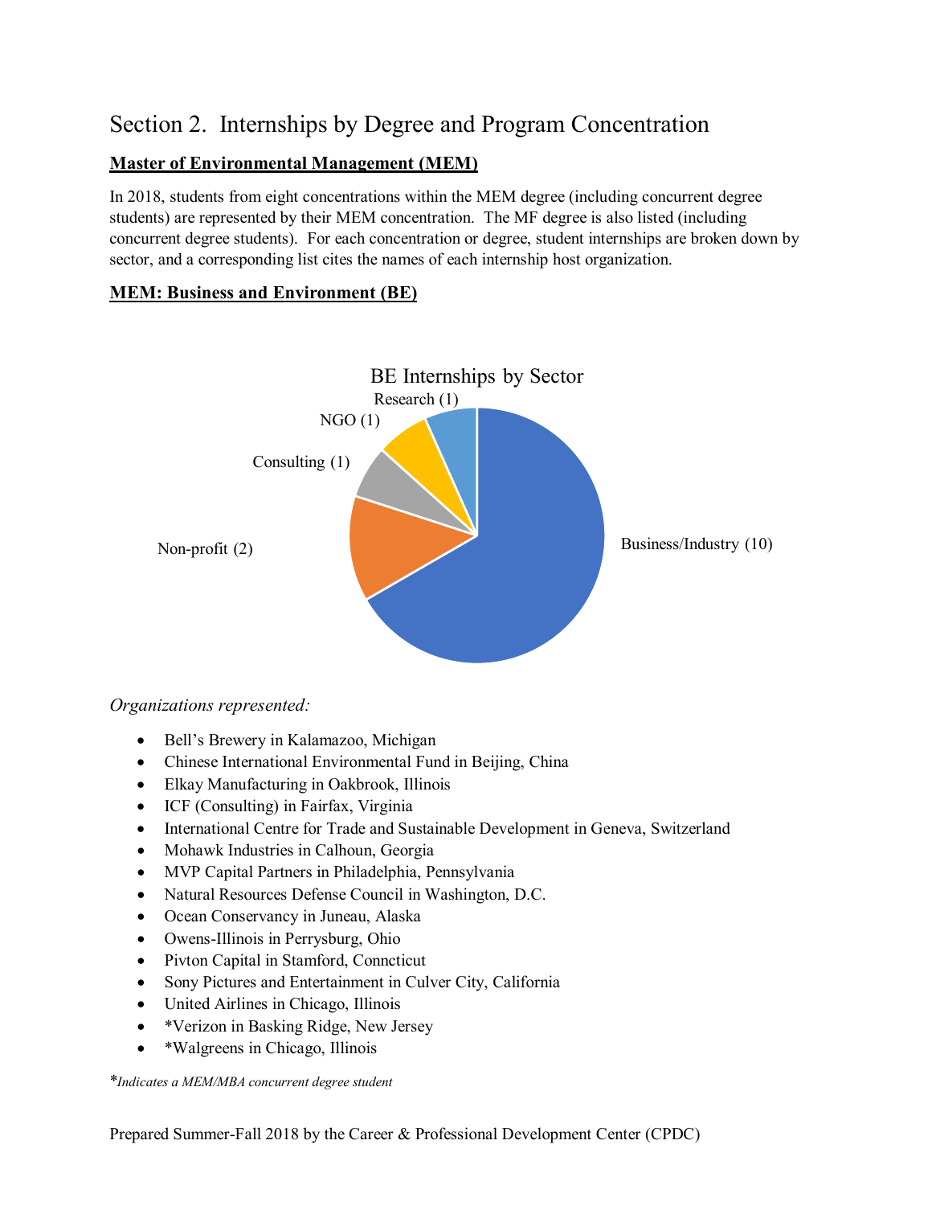# Section 2. Internships by Degree and Program Concentration

**Master of Environmental Management (MEM)**

In 2018, students from eight concentrations within the MEM degree (including concurrent degree students) are represented by their MEM concentration. The MF degree is also listed (including concurrent degree students). For each concentration or degree, student internships are broken down by sector, and a corresponding list cites the names of each internship host organization.

**MEM: Business and Environment (BE)**

BE Internships by Sector

| Sector | Internships |
|---|---|
| Business/Industry | 10 |
| Non-profit | 2 |
| Consulting | 1 |
| NGO | 1 |
| Research | 1 |

*Organizations represented:*

- Bell's Brewery in Kalamazoo, Michigan
- Chinese International Environmental Fund in Beijing, China
- Elkay Manufacturing in Oakbrook, Illinois
- ICF (Consulting) in Fairfax, Virginia
- International Centre for Trade and Sustainable Development in Geneva, Switzerland
- Mohawk Industries in Calhoun, Georgia
- MVP Capital Partners in Philadelphia, Pennsylvania
- Natural Resources Defense Council in Washington, D.C.
- Ocean Conservancy in Juneau, Alaska
- Owens-Illinois in Perrysburg, Ohio
- Pivton Capital in Stamford, Conncticut
- Sony Pictures and Entertainment in Culver City, California
- United Airlines in Chicago, Illinois
- *Verizon in Basking Ridge, New Jersey
- *Walgreens in Chicago, Illinois

**Indicates a MEM/MBA concurrent degree student*

Prepared Summer-Fall 2018 by the Career & Professional Development Center (CPDC)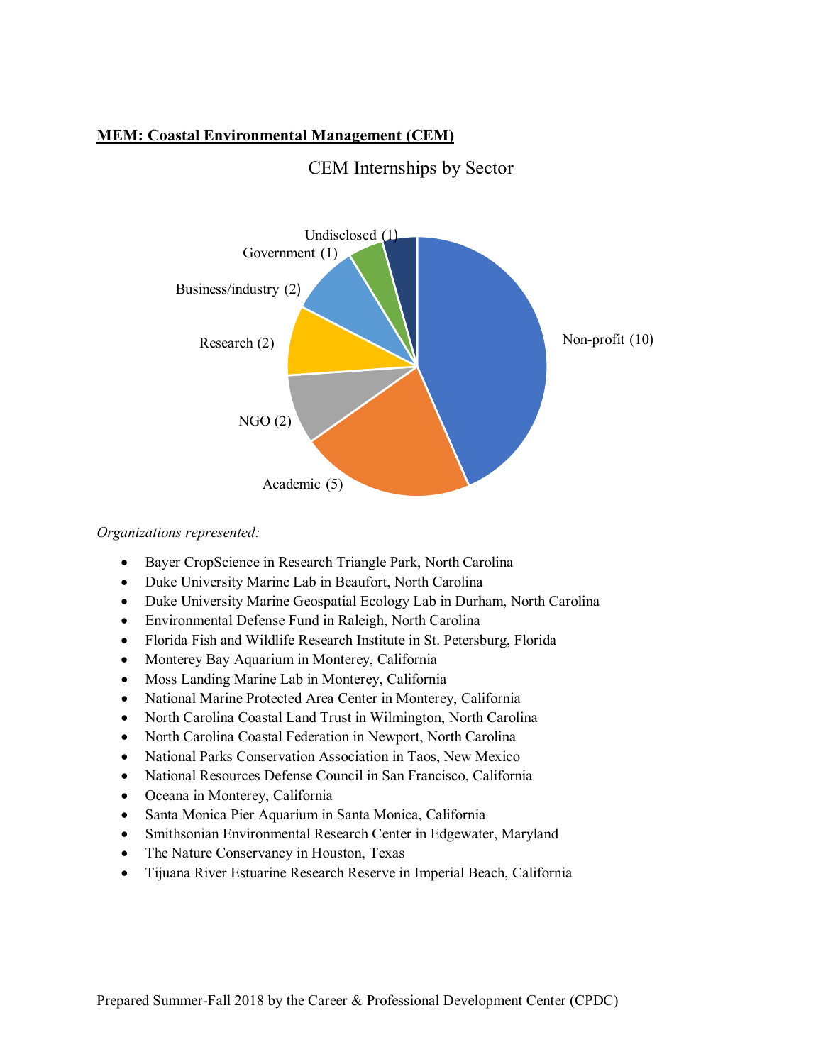**MEM: Coastal Environmental Management (CEM)**

CEM Internships by Sector

Non-profit (10)
Academic (5)
NGO (2)
Research (2)
Business/industry (2)
Government (1)
Undisclosed (1)

*Organizations represented:*

- Bayer CropScience in Research Triangle Park, North Carolina
- Duke University Marine Lab in Beaufort, North Carolina
- Duke University Marine Geospatial Ecology Lab in Durham, North Carolina
- Environmental Defense Fund in Raleigh, North Carolina
- Florida Fish and Wildlife Research Institute in St. Petersburg, Florida
- Monterey Bay Aquarium in Monterey, California
- Moss Landing Marine Lab in Monterey, California
- National Marine Protected Area Center in Monterey, California
- North Carolina Coastal Land Trust in Wilmington, North Carolina
- North Carolina Coastal Federation in Newport, North Carolina
- National Parks Conservation Association in Taos, New Mexico
- National Resources Defense Council in San Francisco, California
- Oceana in Monterey, California
- Santa Monica Pier Aquarium in Santa Monica, California
- Smithsonian Environmental Research Center in Edgewater, Maryland
- The Nature Conservancy in Houston, Texas
- Tijuana River Estuarine Research Reserve in Imperial Beach, California

Prepared Summer-Fall 2018 by the Career & Professional Development Center (CPDC)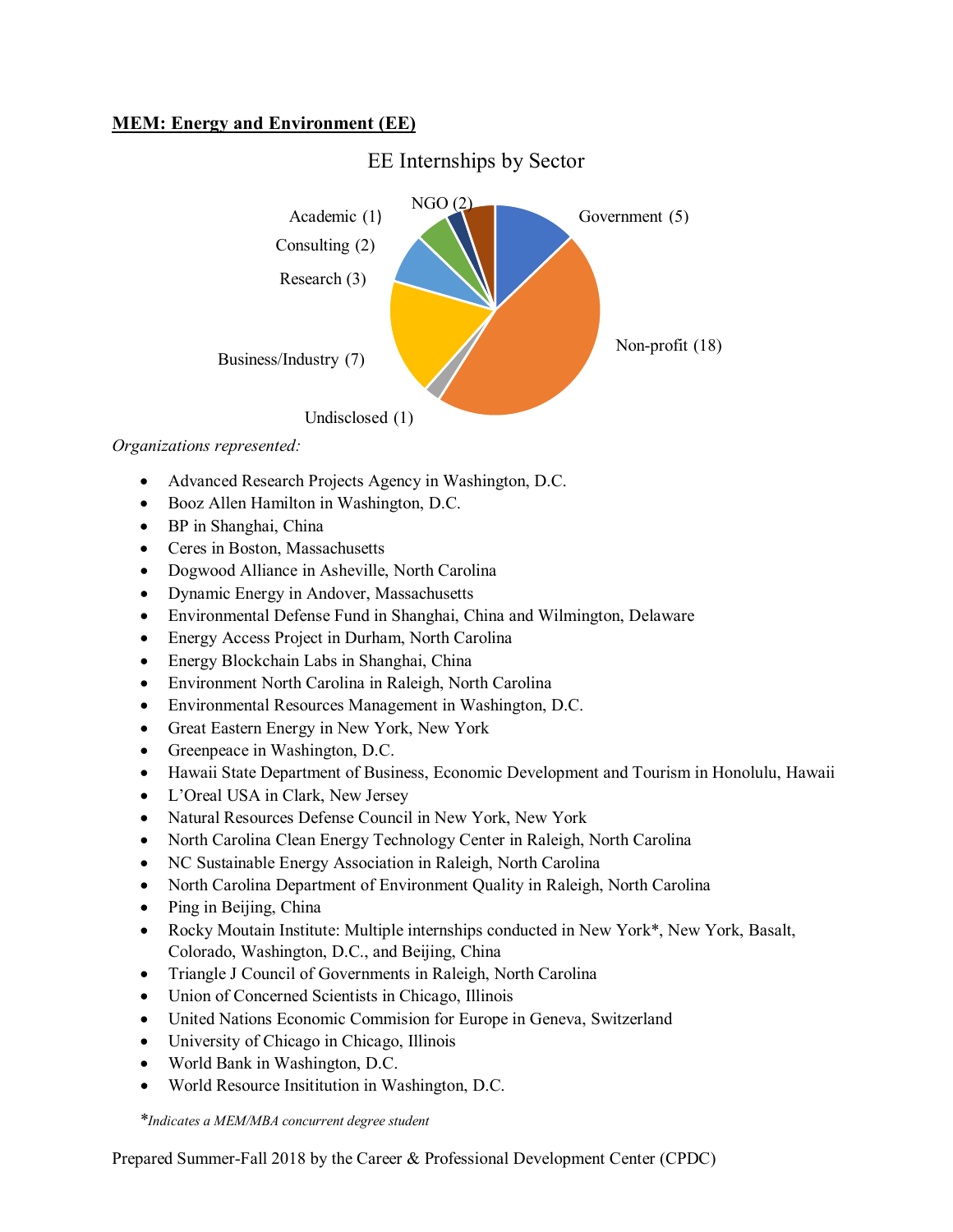**MEM: Energy and Environment (EE)**

EE Internships by Sector

Government (5)

Non-profit (18)

Undisclosed (1)

Business/Industry (7)

Research (3)

Consulting (2)

Academic (1)

NGO (2)

*Organizations represented:*

- Advanced Research Projects Agency in Washington, D.C.
- Booz Allen Hamilton in Washington, D.C.
- BP in Shanghai, China
- Ceres in Boston, Massachusetts
- Dogwood Alliance in Asheville, North Carolina
- Dynamic Energy in Andover, Massachusetts
- Environmental Defense Fund in Shanghai, China and Wilmington, Delaware
- Energy Access Project in Durham, North Carolina
- Energy Blockchain Labs in Shanghai, China
- Environment North Carolina in Raleigh, North Carolina
- Environmental Resources Management in Washington, D.C.
- Great Eastern Energy in New York, New York
- Greenpeace in Washington, D.C.
- Hawaii State Department of Business, Economic Development and Tourism in Honolulu, Hawaii
- L'Oreal USA in Clark, New Jersey
- Natural Resources Defense Council in New York, New York
- North Carolina Clean Energy Technology Center in Raleigh, North Carolina
- NC Sustainable Energy Association in Raleigh, North Carolina
- North Carolina Department of Environment Quality in Raleigh, North Carolina
- Ping in Beijing, China
- Rocky Moutain Institute: Multiple internships conducted in New York*, New York, Basalt, Colorado, Washington, D.C., and Beijing, China
- Triangle J Council of Governments in Raleigh, North Carolina
- Union of Concerned Scientists in Chicago, Illinois
- United Nations Economic Commision for Europe in Geneva, Switzerland
- University of Chicago in Chicago, Illinois
- World Bank in Washington, D.C.
- World Resource Insititution in Washington, D.C.

*\*Indicates a MEM/MBA concurrent degree student*

Prepared Summer-Fall 2018 by the Career & Professional Development Center (CPDC)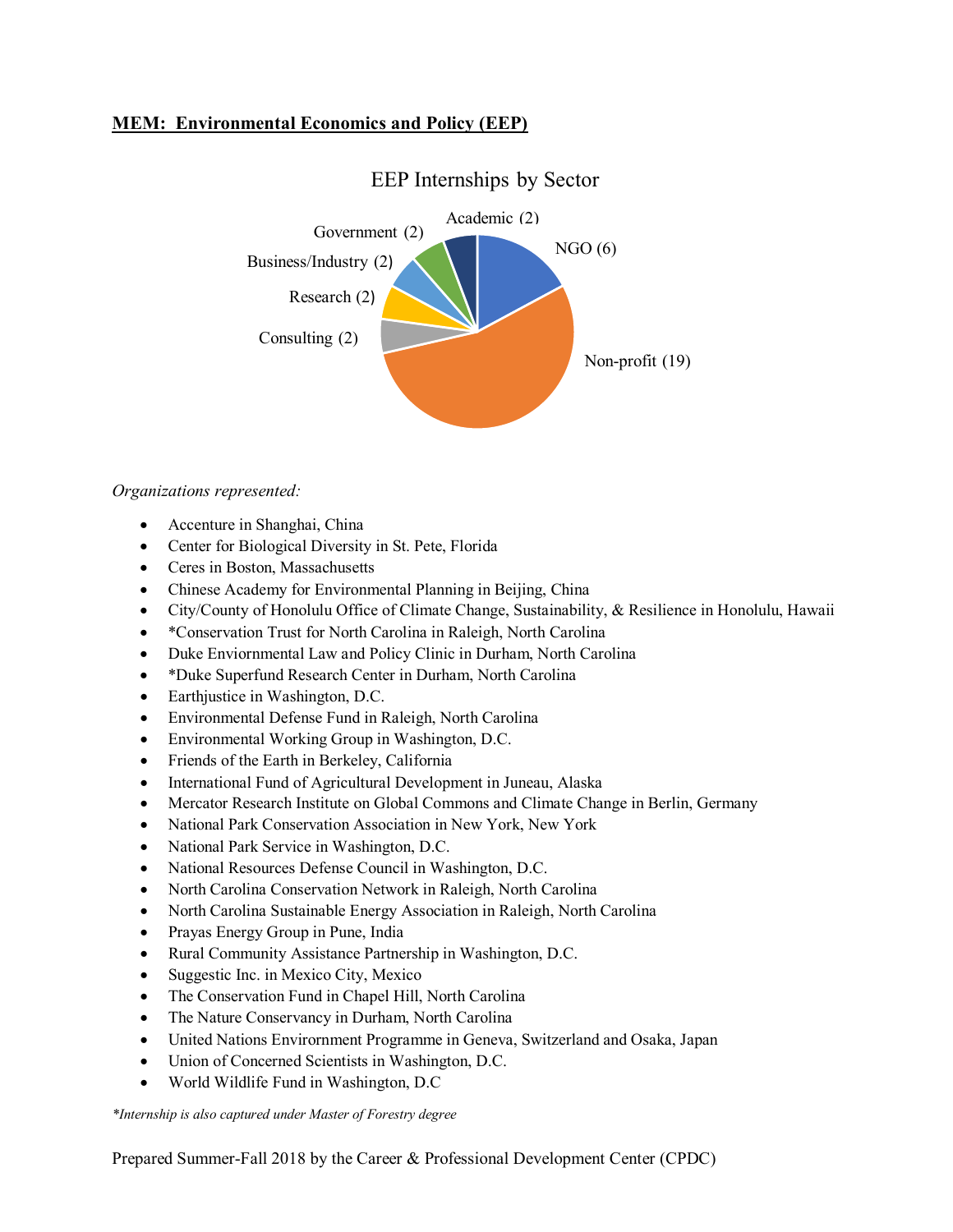**MEM: Environmental Economics and Policy (EEP)**

EEP Internships by Sector

Academic (2)
NGO (6)
Government (2)
Business/Industry (2)
Research (2)
Consulting (2)
Non-profit (19)

*Organizations represented:*

- Accenture in Shanghai, China
- Center for Biological Diversity in St. Pete, Florida
- Ceres in Boston, Massachusetts
- Chinese Academy for Environmental Planning in Beijing, China
- City/County of Honolulu Office of Climate Change, Sustainability, & Resilience in Honolulu, Hawaii
- *Conservation Trust for North Carolina in Raleigh, North Carolina
- Duke Enviornmental Law and Policy Clinic in Durham, North Carolina
- *Duke Superfund Research Center in Durham, North Carolina
- Earthjustice in Washington, D.C.
- Environmental Defense Fund in Raleigh, North Carolina
- Environmental Working Group in Washington, D.C.
- Friends of the Earth in Berkeley, California
- International Fund of Agricultural Development in Juneau, Alaska
- Mercator Research Institute on Global Commons and Climate Change in Berlin, Germany
- National Park Conservation Association in New York, New York
- National Park Service in Washington, D.C.
- National Resources Defense Council in Washington, D.C.
- North Carolina Conservation Network in Raleigh, North Carolina
- North Carolina Sustainable Energy Association in Raleigh, North Carolina
- Prayas Energy Group in Pune, India
- Rural Community Assistance Partnership in Washington, D.C.
- Suggestic Inc. in Mexico City, Mexico
- The Conservation Fund in Chapel Hill, North Carolina
- The Nature Conservancy in Durham, North Carolina
- United Nations Environment Programme in Geneva, Switzerland and Osaka, Japan
- Union of Concerned Scientists in Washington, D.C.
- World Wildlife Fund in Washington, D.C

*\*Internship is also captured under Master of Forestry degree*

Prepared Summer-Fall 2018 by the Career & Professional Development Center (CPDC)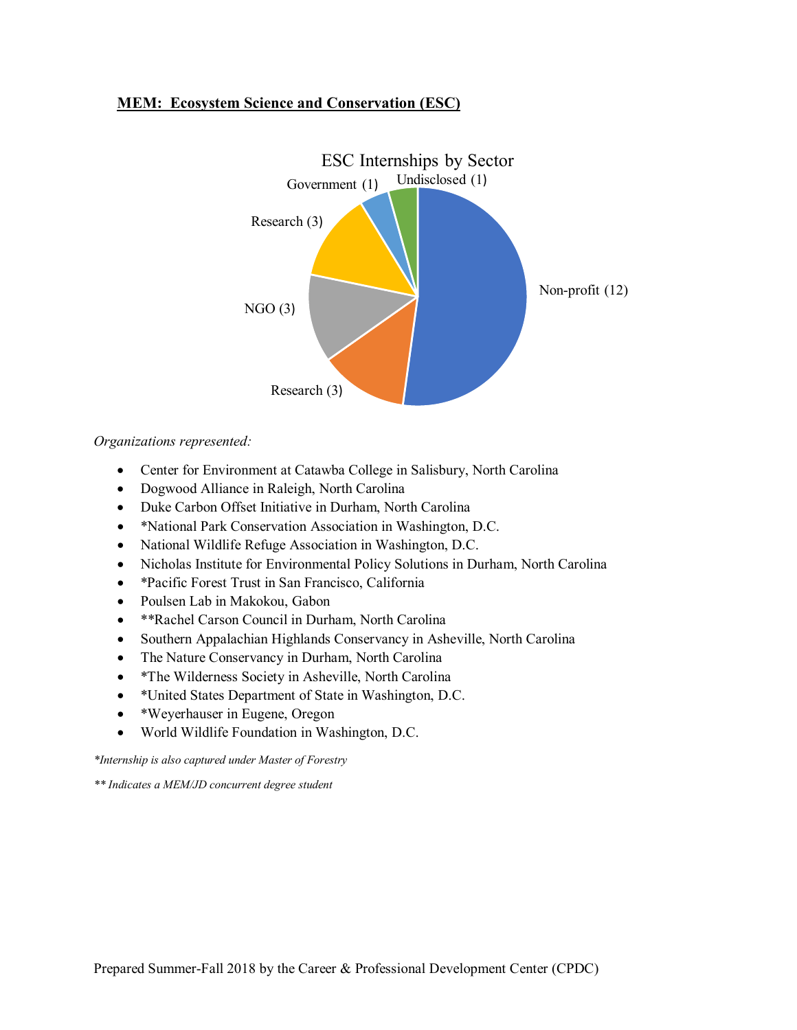**MEM: Ecosystem Science and Conservation (ESC)**

ESC Internships by Sector

Non-profit (12)
Research (3)
NGO (3)
Research (3)
Government (1)
Undisclosed (1)

*Organizations represented:*

- Center for Environment at Catawba College in Salisbury, North Carolina
- Dogwood Alliance in Raleigh, North Carolina
- Duke Carbon Offset Initiative in Durham, North Carolina
- *National Park Conservation Association in Washington, D.C.
- National Wildlife Refuge Association in Washington, D.C.
- Nicholas Institute for Environmental Policy Solutions in Durham, North Carolina
- *Pacific Forest Trust in San Francisco, California
- Poulsen Lab in Makokou, Gabon
- **Rachel Carson Council in Durham, North Carolina
- Southern Appalachian Highlands Conservancy in Asheville, North Carolina
- The Nature Conservancy in Durham, North Carolina
- *The Wilderness Society in Asheville, North Carolina
- *United States Department of State in Washington, D.C.
- *Weyerhauser in Eugene, Oregon
- World Wildlife Foundation in Washington, D.C.

*\*Internship is also captured under Master of Forestry*

*\*\* Indicates a MEM/JD concurrent degree student*

Prepared Summer-Fall 2018 by the Career & Professional Development Center (CPDC)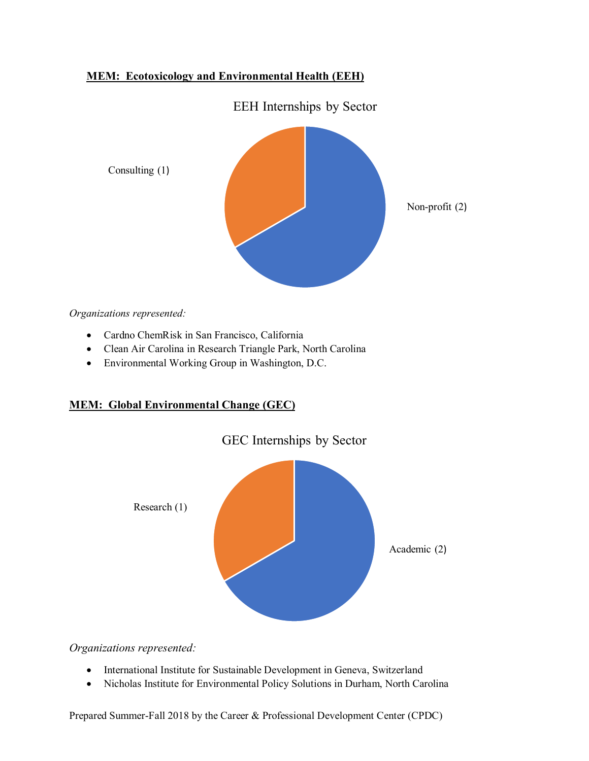**MEM: Ecotoxicology and Environmental Health (EEH)**

EEH Internships by Sector

Consulting (1)

Non-profit (2)

*Organizations represented:*

- Cardno ChemRisk in San Francisco, California
- Clean Air Carolina in Research Triangle Park, North Carolina
- Environmental Working Group in Washington, D.C.

**MEM: Global Environmental Change (GEC)**

GEC Internships by Sector

Research (1)

Academic (2)

*Organizations represented:*

- International Institute for Sustainable Development in Geneva, Switzerland
- Nicholas Institute for Environmental Policy Solutions in Durham, North Carolina

Prepared Summer-Fall 2018 by the Career & Professional Development Center (CPDC)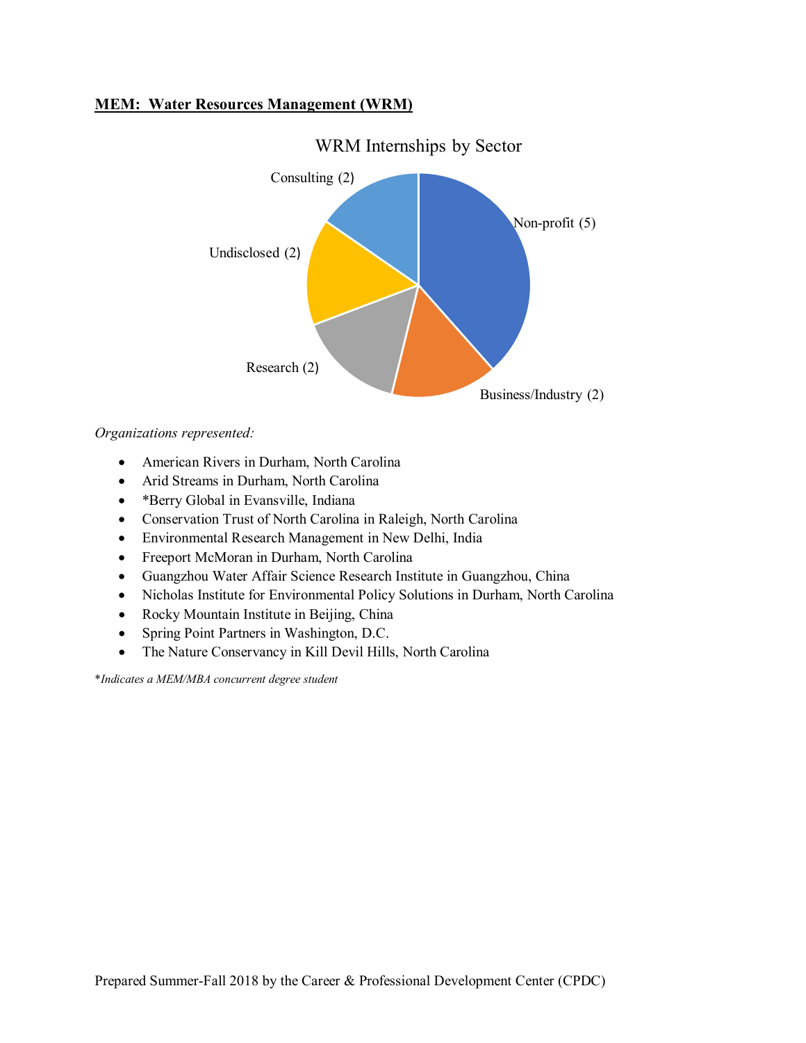**MEM: Water Resources Management (WRM)**

WRM Internships by Sector

Consulting (2)

Non-profit (5)

Undisclosed (2)

Research (2)

Business/Industry (2)

*Organizations represented:*

- American Rivers in Durham, North Carolina
- Arid Streams in Durham, North Carolina
- *Berry Global in Evansville, Indiana
- Conservation Trust of North Carolina in Raleigh, North Carolina
- Environmental Research Management in New Delhi, India
- Freeport McMoran in Durham, North Carolina
- Guangzhou Water Affair Science Research Institute in Guangzhou, China
- Nicholas Institute for Environmental Policy Solutions in Durham, North Carolina
- Rocky Mountain Institute in Beijing, China
- Spring Point Partners in Washington, D.C.
- The Nature Conservancy in Kill Devil Hills, North Carolina

**Indicates a MEM/MBA concurrent degree student*

Prepared Summer-Fall 2018 by the Career & Professional Development Center (CPDC)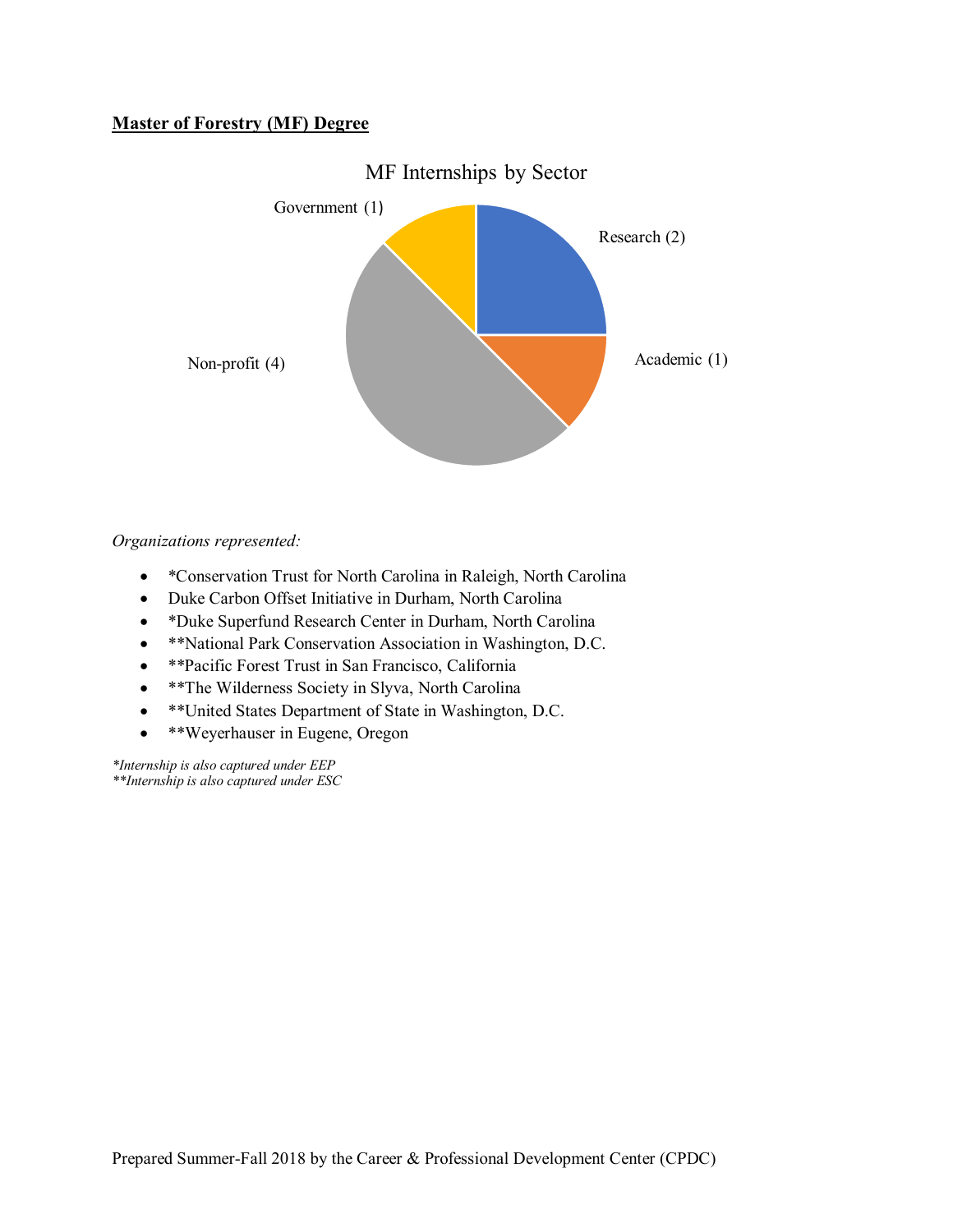**Master of Forestry (MF) Degree**

MF Internships by Sector

Government (1)

Research (2)

Academic (1)

Non-profit (4)

*Organizations represented:*

- *Conservation Trust for North Carolina in Raleigh, North Carolina
- Duke Carbon Offset Initiative in Durham, North Carolina
- *Duke Superfund Research Center in Durham, North Carolina
- **National Park Conservation Association in Washington, D.C.
- **Pacific Forest Trust in San Francisco, California
- **The Wilderness Society in Slyva, North Carolina
- **United States Department of State in Washington, D.C.
- **Weyerhauser in Eugene, Oregon

**Internship is also captured under EEP*
***Internship is also captured under ESC*

Prepared Summer-Fall 2018 by the Career & Professional Development Center (CPDC)